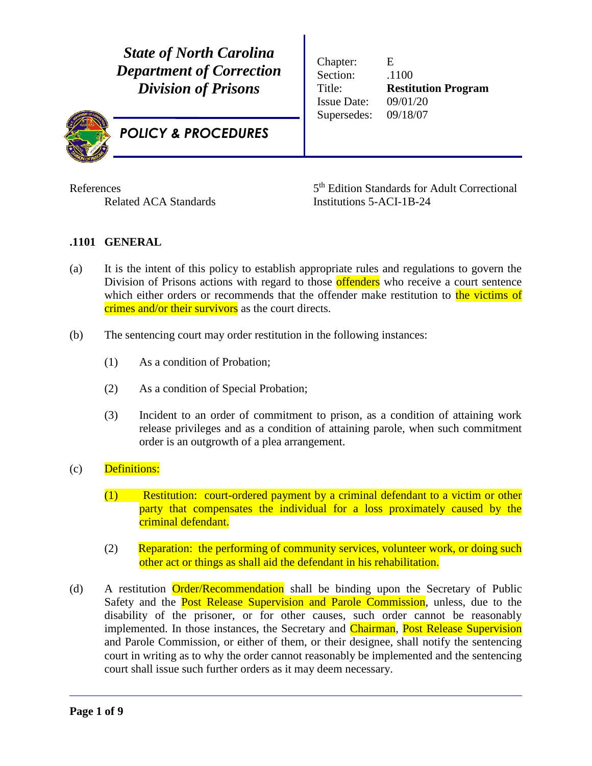***State of North Carolina***
***Department of Correction***
***Division of Prisons***

***POLICY & PROCEDURES***

| | |
|---|---|
| Chapter: | E |
| Section: | .1100 |
| Title: | **Restitution Program** |
| Issue Date: | 09/01/20 |
| Supersedes: | 09/18/07 |

References
Related ACA Standards — 5th Edition Standards for Adult Correctional Institutions 5-ACI-1B-24

## .1101 GENERAL

(a) It is the intent of this policy to establish appropriate rules and regulations to govern the Division of Prisons actions with regard to those offenders who receive a court sentence which either orders or recommends that the offender make restitution to the victims of crimes and/or their survivors as the court directs.

(b) The sentencing court may order restitution in the following instances:

(1) As a condition of Probation;

(2) As a condition of Special Probation;

(3) Incident to an order of commitment to prison, as a condition of attaining work release privileges and as a condition of attaining parole, when such commitment order is an outgrowth of a plea arrangement.

(c) Definitions:

(1) Restitution: court-ordered payment by a criminal defendant to a victim or other party that compensates the individual for a loss proximately caused by the criminal defendant.

(2) Reparation: the performing of community services, volunteer work, or doing such other act or things as shall aid the defendant in his rehabilitation.

(d) A restitution Order/Recommendation shall be binding upon the Secretary of Public Safety and the Post Release Supervision and Parole Commission, unless, due to the disability of the prisoner, or for other causes, such order cannot be reasonably implemented. In those instances, the Secretary and Chairman, Post Release Supervision and Parole Commission, or either of them, or their designee, shall notify the sentencing court in writing as to why the order cannot reasonably be implemented and the sentencing court shall issue such further orders as it may deem necessary.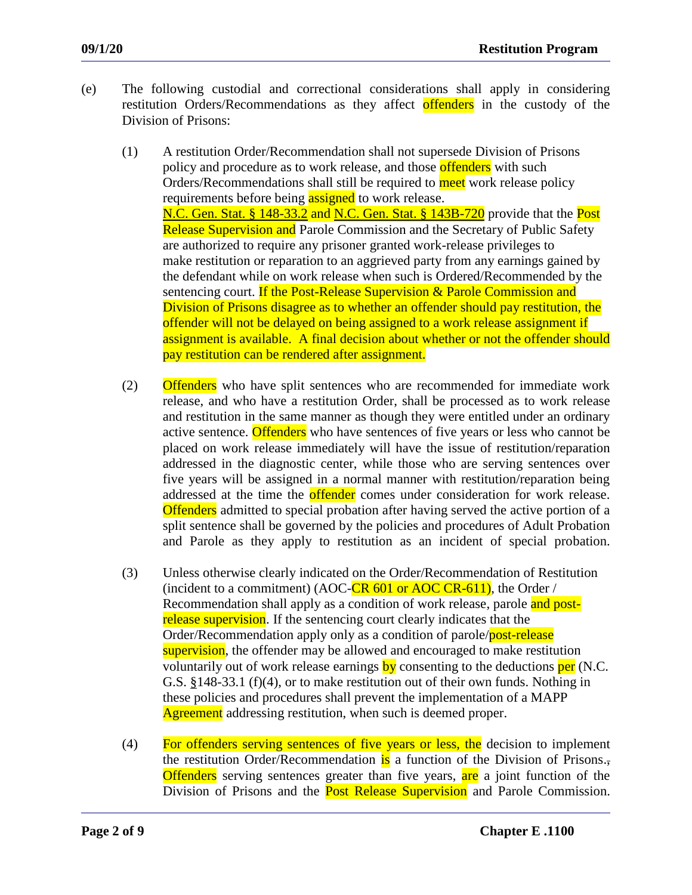(e) The following custodial and correctional considerations shall apply in considering restitution Orders/Recommendations as they affect offenders in the custody of the Division of Prisons:

(1) A restitution Order/Recommendation shall not supersede Division of Prisons policy and procedure as to work release, and those offenders with such Orders/Recommendations shall still be required to meet work release policy requirements before being assigned to work release. N.C. Gen. Stat. § 148-33.2 and N.C. Gen. Stat. § 143B-720 provide that the Post Release Supervision and Parole Commission and the Secretary of Public Safety are authorized to require any prisoner granted work-release privileges to make restitution or reparation to an aggrieved party from any earnings gained by the defendant while on work release when such is Ordered/Recommended by the sentencing court. If the Post-Release Supervision & Parole Commission and Division of Prisons disagree as to whether an offender should pay restitution, the offender will not be delayed on being assigned to a work release assignment if assignment is available. A final decision about whether or not the offender should pay restitution can be rendered after assignment.

(2) Offenders who have split sentences who are recommended for immediate work release, and who have a restitution Order, shall be processed as to work release and restitution in the same manner as though they were entitled under an ordinary active sentence. Offenders who have sentences of five years or less who cannot be placed on work release immediately will have the issue of restitution/reparation addressed in the diagnostic center, while those who are serving sentences over five years will be assigned in a normal manner with restitution/reparation being addressed at the time the offender comes under consideration for work release. Offenders admitted to special probation after having served the active portion of a split sentence shall be governed by the policies and procedures of Adult Probation and Parole as they apply to restitution as an incident of special probation.

(3) Unless otherwise clearly indicated on the Order/Recommendation of Restitution (incident to a commitment) (AOC-CR 601 or AOC CR-611), the Order / Recommendation shall apply as a condition of work release, parole and post-release supervision. If the sentencing court clearly indicates that the Order/Recommendation apply only as a condition of parole/post-release supervision, the offender may be allowed and encouraged to make restitution voluntarily out of work release earnings by consenting to the deductions per (N.C. G.S. §148-33.1 (f)(4), or to make restitution out of their own funds. Nothing in these policies and procedures shall prevent the implementation of a MAPP Agreement addressing restitution, when such is deemed proper.

(4) For offenders serving sentences of five years or less, the decision to implement the restitution Order/Recommendation is a function of the Division of Prisons.~~,~~ Offenders serving sentences greater than five years, are a joint function of the Division of Prisons and the Post Release Supervision and Parole Commission.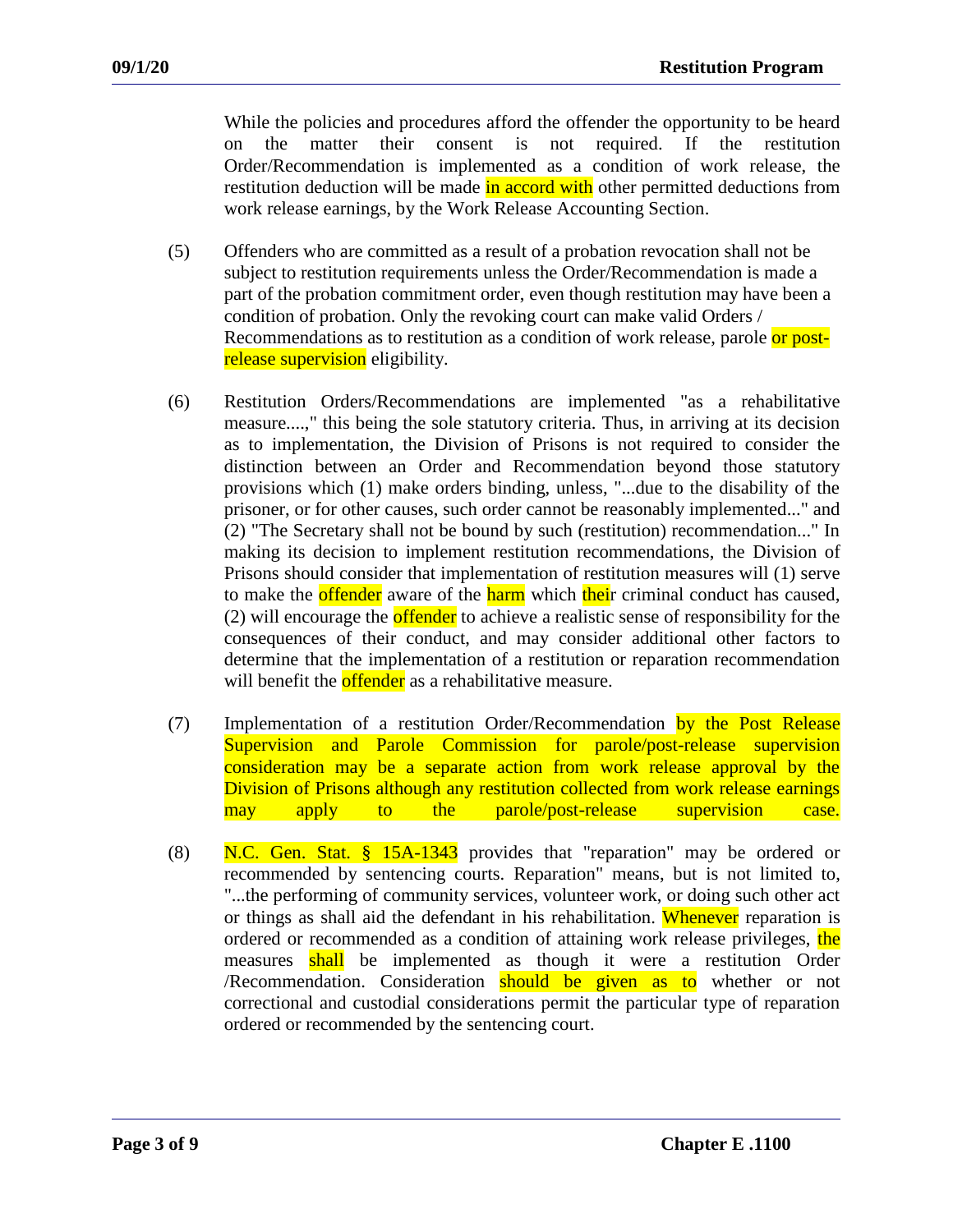While the policies and procedures afford the offender the opportunity to be heard on the matter their consent is not required. If the restitution Order/Recommendation is implemented as a condition of work release, the restitution deduction will be made in accord with other permitted deductions from work release earnings, by the Work Release Accounting Section.

(5) Offenders who are committed as a result of a probation revocation shall not be subject to restitution requirements unless the Order/Recommendation is made a part of the probation commitment order, even though restitution may have been a condition of probation. Only the revoking court can make valid Orders / Recommendations as to restitution as a condition of work release, parole or post-release supervision eligibility.

(6) Restitution Orders/Recommendations are implemented "as a rehabilitative measure....," this being the sole statutory criteria. Thus, in arriving at its decision as to implementation, the Division of Prisons is not required to consider the distinction between an Order and Recommendation beyond those statutory provisions which (1) make orders binding, unless, "...due to the disability of the prisoner, or for other causes, such order cannot be reasonably implemented..." and (2) "The Secretary shall not be bound by such (restitution) recommendation..." In making its decision to implement restitution recommendations, the Division of Prisons should consider that implementation of restitution measures will (1) serve to make the offender aware of the harm which their criminal conduct has caused, (2) will encourage the offender to achieve a realistic sense of responsibility for the consequences of their conduct, and may consider additional other factors to determine that the implementation of a restitution or reparation recommendation will benefit the offender as a rehabilitative measure.

(7) Implementation of a restitution Order/Recommendation by the Post Release Supervision and Parole Commission for parole/post-release supervision consideration may be a separate action from work release approval by the Division of Prisons although any restitution collected from work release earnings may apply to the parole/post-release supervision case.

(8) N.C. Gen. Stat. § 15A-1343 provides that "reparation" may be ordered or recommended by sentencing courts. Reparation" means, but is not limited to, "...the performing of community services, volunteer work, or doing such other act or things as shall aid the defendant in his rehabilitation. Whenever reparation is ordered or recommended as a condition of attaining work release privileges, the measures shall be implemented as though it were a restitution Order /Recommendation. Consideration should be given as to whether or not correctional and custodial considerations permit the particular type of reparation ordered or recommended by the sentencing court.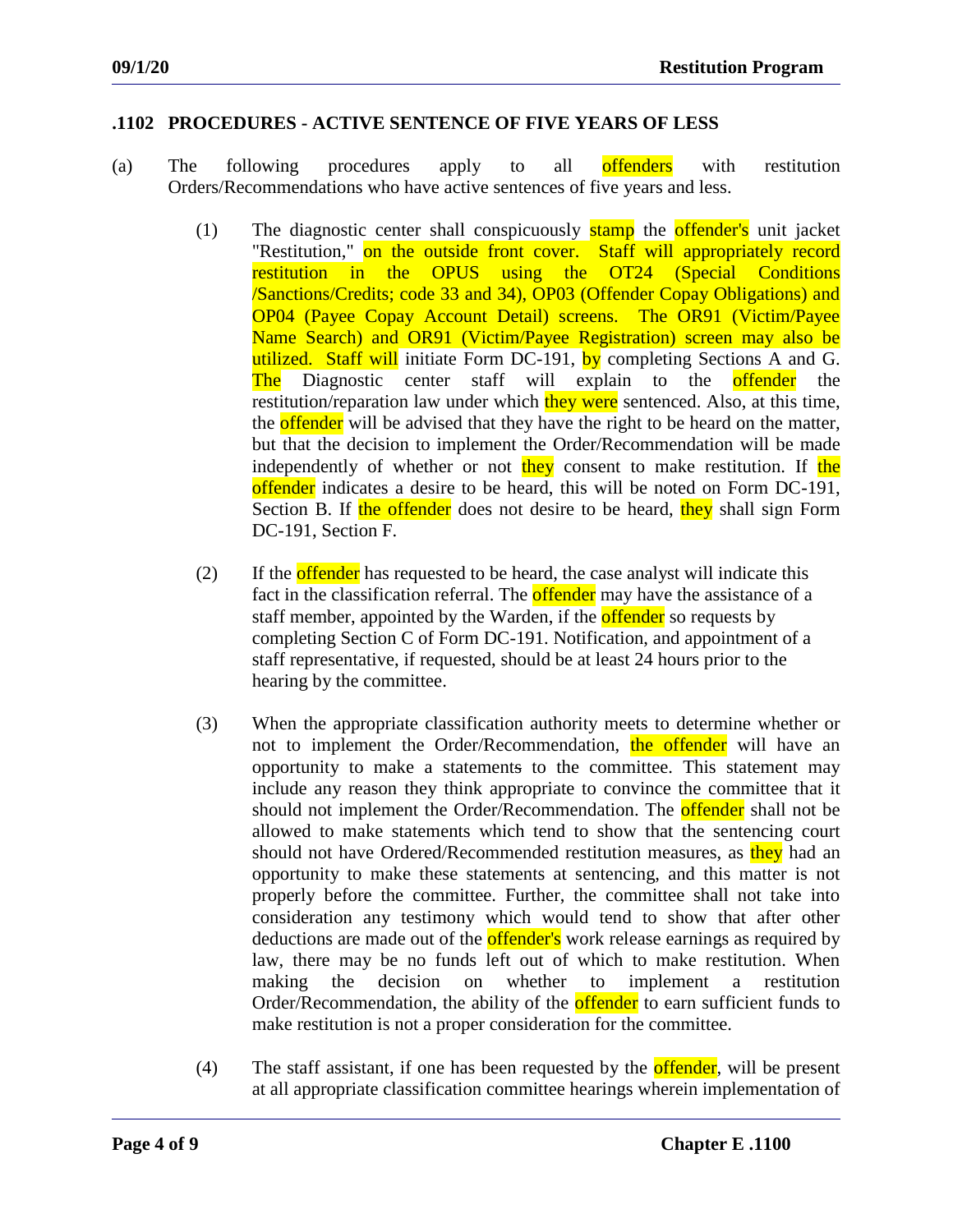## .1102 PROCEDURES - ACTIVE SENTENCE OF FIVE YEARS OF LESS

(a) The following procedures apply to all offenders with restitution Orders/Recommendations who have active sentences of five years and less.

(1) The diagnostic center shall conspicuously stamp the offender's unit jacket "Restitution," on the outside front cover. Staff will appropriately record restitution in the OPUS using the OT24 (Special Conditions /Sanctions/Credits; code 33 and 34), OP03 (Offender Copay Obligations) and OP04 (Payee Copay Account Detail) screens. The OR91 (Victim/Payee Name Search) and OR91 (Victim/Payee Registration) screen may also be utilized. Staff will initiate Form DC-191, by completing Sections A and G. The Diagnostic center staff will explain to the offender the restitution/reparation law under which they were sentenced. Also, at this time, the offender will be advised that they have the right to be heard on the matter, but that the decision to implement the Order/Recommendation will be made independently of whether or not they consent to make restitution. If the offender indicates a desire to be heard, this will be noted on Form DC-191, Section B. If the offender does not desire to be heard, they shall sign Form DC-191, Section F.

(2) If the offender has requested to be heard, the case analyst will indicate this fact in the classification referral. The offender may have the assistance of a staff member, appointed by the Warden, if the offender so requests by completing Section C of Form DC-191. Notification, and appointment of a staff representative, if requested, should be at least 24 hours prior to the hearing by the committee.

(3) When the appropriate classification authority meets to determine whether or not to implement the Order/Recommendation, the offender will have an opportunity to make a statements to the committee. This statement may include any reason they think appropriate to convince the committee that it should not implement the Order/Recommendation. The offender shall not be allowed to make statements which tend to show that the sentencing court should not have Ordered/Recommended restitution measures, as they had an opportunity to make these statements at sentencing, and this matter is not properly before the committee. Further, the committee shall not take into consideration any testimony which would tend to show that after other deductions are made out of the offender's work release earnings as required by law, there may be no funds left out of which to make restitution. When making the decision on whether to implement a restitution Order/Recommendation, the ability of the offender to earn sufficient funds to make restitution is not a proper consideration for the committee.

(4) The staff assistant, if one has been requested by the offender, will be present at all appropriate classification committee hearings wherein implementation of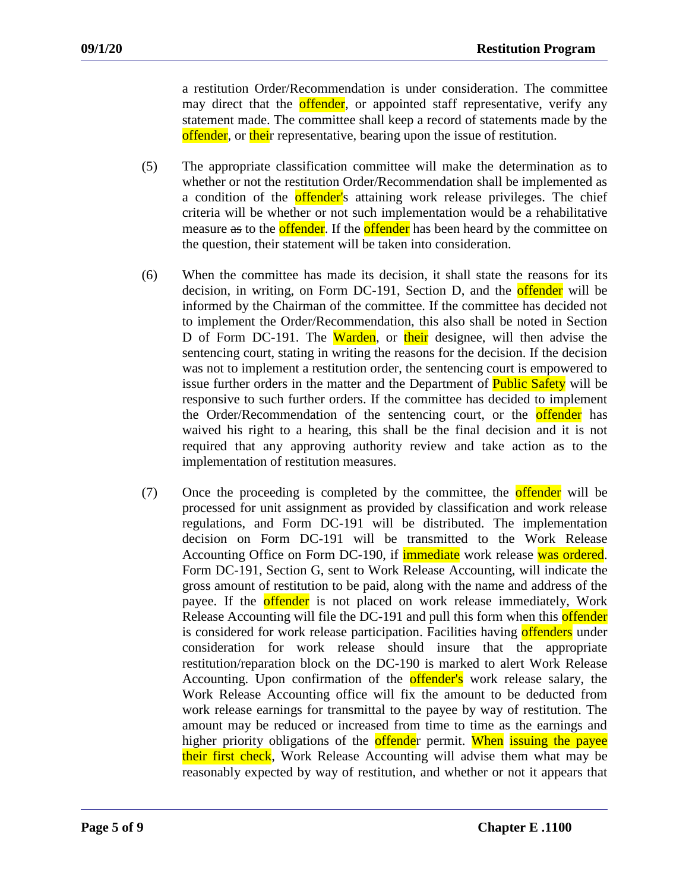a restitution Order/Recommendation is under consideration. The committee may direct that the offender, or appointed staff representative, verify any statement made. The committee shall keep a record of statements made by the offender, or their representative, bearing upon the issue of restitution.

(5) The appropriate classification committee will make the determination as to whether or not the restitution Order/Recommendation shall be implemented as a condition of the offender's attaining work release privileges. The chief criteria will be whether or not such implementation would be a rehabilitative measure ~~as~~ to the offender. If the offender has been heard by the committee on the question, their statement will be taken into consideration.

(6) When the committee has made its decision, it shall state the reasons for its decision, in writing, on Form DC-191, Section D, and the offender will be informed by the Chairman of the committee. If the committee has decided not to implement the Order/Recommendation, this also shall be noted in Section D of Form DC-191. The Warden, or their designee, will then advise the sentencing court, stating in writing the reasons for the decision. If the decision was not to implement a restitution order, the sentencing court is empowered to issue further orders in the matter and the Department of Public Safety will be responsive to such further orders. If the committee has decided to implement the Order/Recommendation of the sentencing court, or the offender has waived his right to a hearing, this shall be the final decision and it is not required that any approving authority review and take action as to the implementation of restitution measures.

(7) Once the proceeding is completed by the committee, the offender will be processed for unit assignment as provided by classification and work release regulations, and Form DC-191 will be distributed. The implementation decision on Form DC-191 will be transmitted to the Work Release Accounting Office on Form DC-190, if immediate work release was ordered. Form DC-191, Section G, sent to Work Release Accounting, will indicate the gross amount of restitution to be paid, along with the name and address of the payee. If the offender is not placed on work release immediately, Work Release Accounting will file the DC-191 and pull this form when this offender is considered for work release participation. Facilities having offenders under consideration for work release should insure that the appropriate restitution/reparation block on the DC-190 is marked to alert Work Release Accounting. Upon confirmation of the offender's work release salary, the Work Release Accounting office will fix the amount to be deducted from work release earnings for transmittal to the payee by way of restitution. The amount may be reduced or increased from time to time as the earnings and higher priority obligations of the offender permit. When issuing the payee their first check, Work Release Accounting will advise them what may be reasonably expected by way of restitution, and whether or not it appears that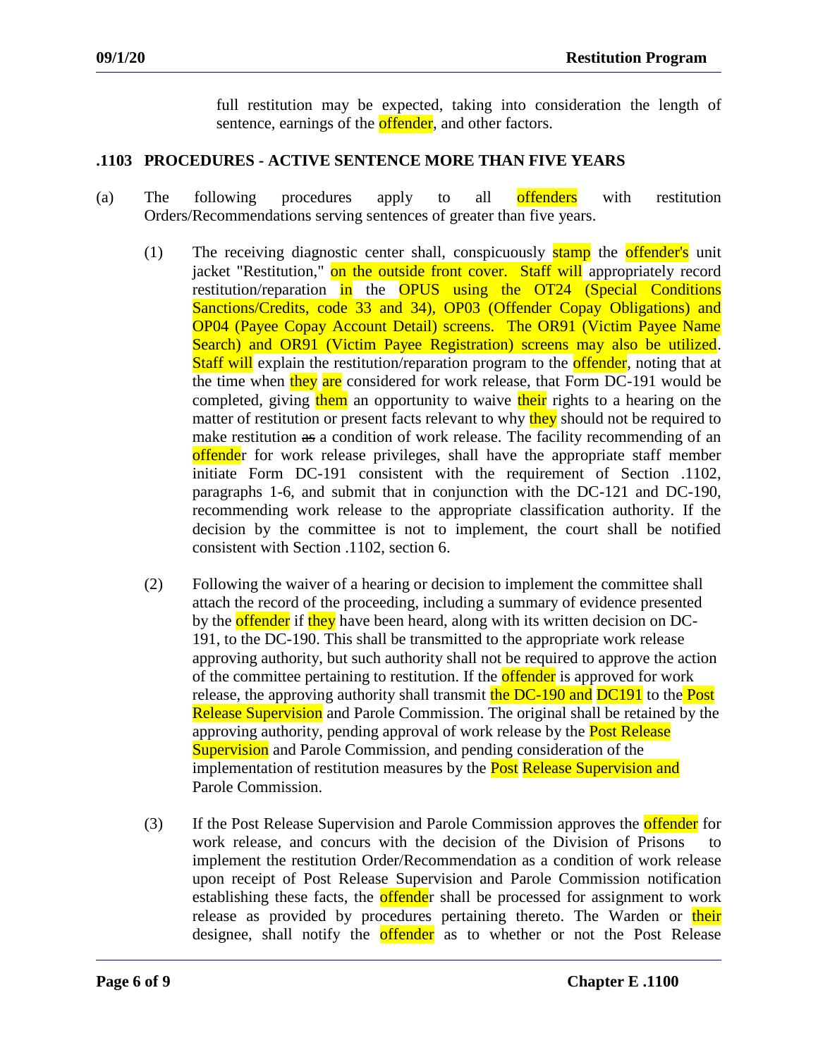full restitution may be expected, taking into consideration the length of sentence, earnings of the offender, and other factors.

### .1103 PROCEDURES - ACTIVE SENTENCE MORE THAN FIVE YEARS

(a) The following procedures apply to all offenders with restitution Orders/Recommendations serving sentences of greater than five years.

(1) The receiving diagnostic center shall, conspicuously stamp the offender's unit jacket "Restitution," on the outside front cover. Staff will appropriately record restitution/reparation in the OPUS using the OT24 (Special Conditions Sanctions/Credits, code 33 and 34), OP03 (Offender Copay Obligations) and OP04 (Payee Copay Account Detail) screens. The OR91 (Victim Payee Name Search) and OR91 (Victim Payee Registration) screens may also be utilized. Staff will explain the restitution/reparation program to the offender, noting that at the time when they are considered for work release, that Form DC-191 would be completed, giving them an opportunity to waive their rights to a hearing on the matter of restitution or present facts relevant to why they should not be required to make restitution ~~as~~ a condition of work release. The facility recommending of an offender for work release privileges, shall have the appropriate staff member initiate Form DC-191 consistent with the requirement of Section .1102, paragraphs 1-6, and submit that in conjunction with the DC-121 and DC-190, recommending work release to the appropriate classification authority. If the decision by the committee is not to implement, the court shall be notified consistent with Section .1102, section 6.

(2) Following the waiver of a hearing or decision to implement the committee shall attach the record of the proceeding, including a summary of evidence presented by the offender if they have been heard, along with its written decision on DC-191, to the DC-190. This shall be transmitted to the appropriate work release approving authority, but such authority shall not be required to approve the action of the committee pertaining to restitution. If the offender is approved for work release, the approving authority shall transmit the DC-190 and DC191 to the Post Release Supervision and Parole Commission. The original shall be retained by the approving authority, pending approval of work release by the Post Release Supervision and Parole Commission, and pending consideration of the implementation of restitution measures by the Post Release Supervision and Parole Commission.

(3) If the Post Release Supervision and Parole Commission approves the offender for work release, and concurs with the decision of the Division of Prisons to implement the restitution Order/Recommendation as a condition of work release upon receipt of Post Release Supervision and Parole Commission notification establishing these facts, the offender shall be processed for assignment to work release as provided by procedures pertaining thereto. The Warden or their designee, shall notify the offender as to whether or not the Post Release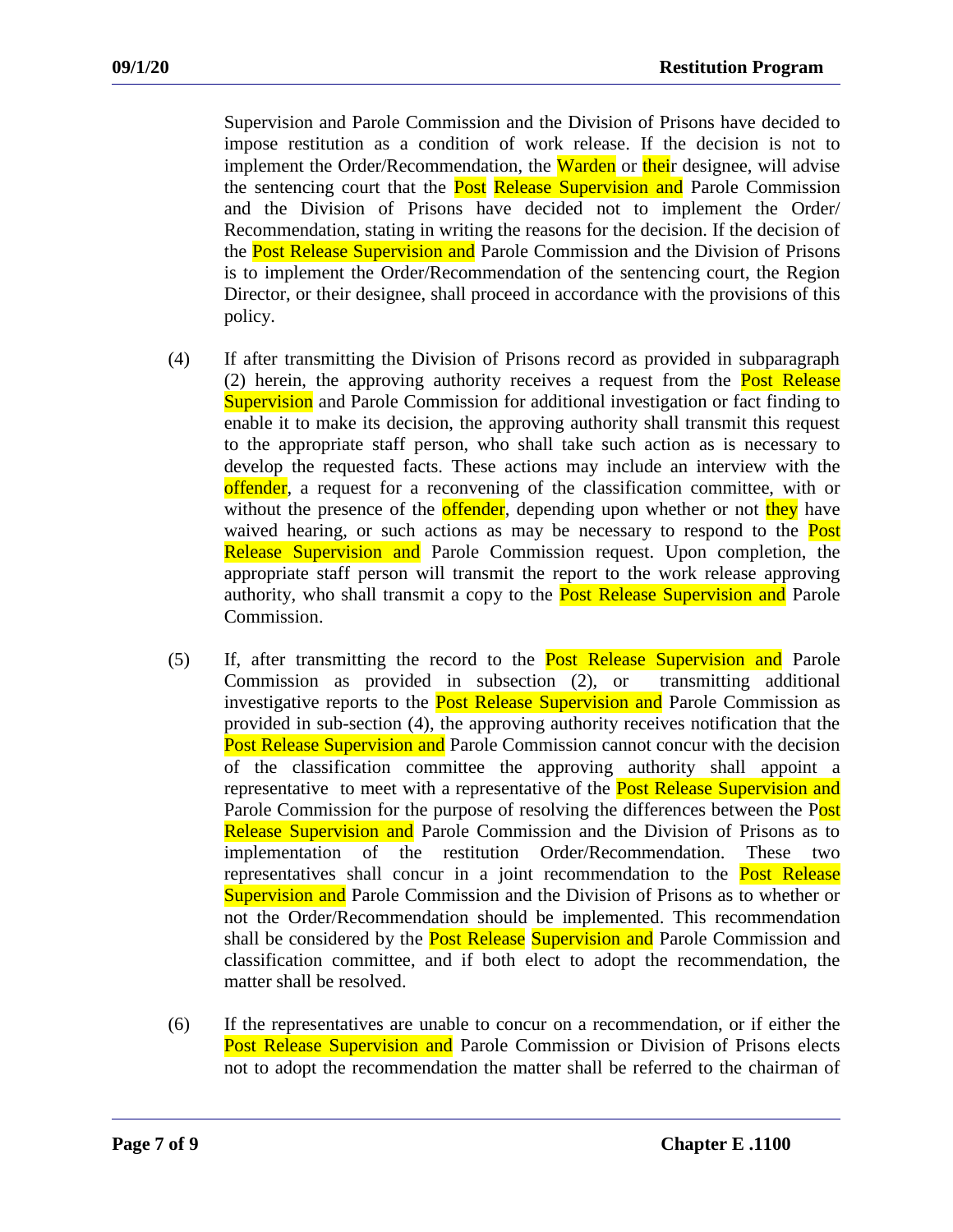Supervision and Parole Commission and the Division of Prisons have decided to impose restitution as a condition of work release. If the decision is not to implement the Order/Recommendation, the Warden or their designee, will advise the sentencing court that the Post Release Supervision and Parole Commission and the Division of Prisons have decided not to implement the Order/ Recommendation, stating in writing the reasons for the decision. If the decision of the Post Release Supervision and Parole Commission and the Division of Prisons is to implement the Order/Recommendation of the sentencing court, the Region Director, or their designee, shall proceed in accordance with the provisions of this policy.

(4) If after transmitting the Division of Prisons record as provided in subparagraph (2) herein, the approving authority receives a request from the Post Release Supervision and Parole Commission for additional investigation or fact finding to enable it to make its decision, the approving authority shall transmit this request to the appropriate staff person, who shall take such action as is necessary to develop the requested facts. These actions may include an interview with the offender, a request for a reconvening of the classification committee, with or without the presence of the offender, depending upon whether or not they have waived hearing, or such actions as may be necessary to respond to the Post Release Supervision and Parole Commission request. Upon completion, the appropriate staff person will transmit the report to the work release approving authority, who shall transmit a copy to the Post Release Supervision and Parole Commission.

(5) If, after transmitting the record to the Post Release Supervision and Parole Commission as provided in subsection (2), or transmitting additional investigative reports to the Post Release Supervision and Parole Commission as provided in sub-section (4), the approving authority receives notification that the Post Release Supervision and Parole Commission cannot concur with the decision of the classification committee the approving authority shall appoint a representative to meet with a representative of the Post Release Supervision and Parole Commission for the purpose of resolving the differences between the Post Release Supervision and Parole Commission and the Division of Prisons as to implementation of the restitution Order/Recommendation. These two representatives shall concur in a joint recommendation to the Post Release Supervision and Parole Commission and the Division of Prisons as to whether or not the Order/Recommendation should be implemented. This recommendation shall be considered by the Post Release Supervision and Parole Commission and classification committee, and if both elect to adopt the recommendation, the matter shall be resolved.

(6) If the representatives are unable to concur on a recommendation, or if either the Post Release Supervision and Parole Commission or Division of Prisons elects not to adopt the recommendation the matter shall be referred to the chairman of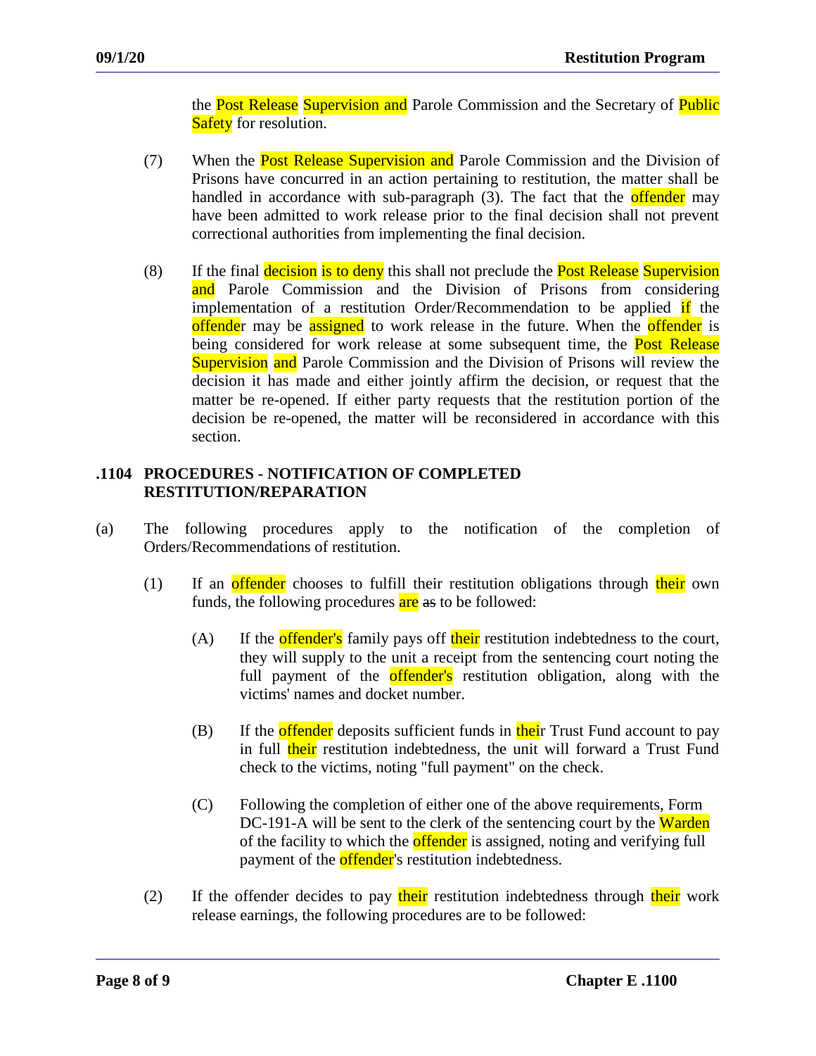the Post Release Supervision and Parole Commission and the Secretary of Public Safety for resolution.

(7) When the Post Release Supervision and Parole Commission and the Division of Prisons have concurred in an action pertaining to restitution, the matter shall be handled in accordance with sub-paragraph (3). The fact that the offender may have been admitted to work release prior to the final decision shall not prevent correctional authorities from implementing the final decision.

(8) If the final decision is to deny this shall not preclude the Post Release Supervision and Parole Commission and the Division of Prisons from considering implementation of a restitution Order/Recommendation to be applied if the offender may be assigned to work release in the future. When the offender is being considered for work release at some subsequent time, the Post Release Supervision and Parole Commission and the Division of Prisons will review the decision it has made and either jointly affirm the decision, or request that the matter be re-opened. If either party requests that the restitution portion of the decision be re-opened, the matter will be reconsidered in accordance with this section.

## .1104 PROCEDURES - NOTIFICATION OF COMPLETED RESTITUTION/REPARATION

(a) The following procedures apply to the notification of the completion of Orders/Recommendations of restitution.

(1) If an offender chooses to fulfill their restitution obligations through their own funds, the following procedures are ~~as~~ to be followed:

(A) If the offender's family pays off their restitution indebtedness to the court, they will supply to the unit a receipt from the sentencing court noting the full payment of the offender's restitution obligation, along with the victims' names and docket number.

(B) If the offender deposits sufficient funds in their Trust Fund account to pay in full their restitution indebtedness, the unit will forward a Trust Fund check to the victims, noting "full payment" on the check.

(C) Following the completion of either one of the above requirements, Form DC-191-A will be sent to the clerk of the sentencing court by the Warden of the facility to which the offender is assigned, noting and verifying full payment of the offender's restitution indebtedness.

(2) If the offender decides to pay their restitution indebtedness through their work release earnings, the following procedures are to be followed: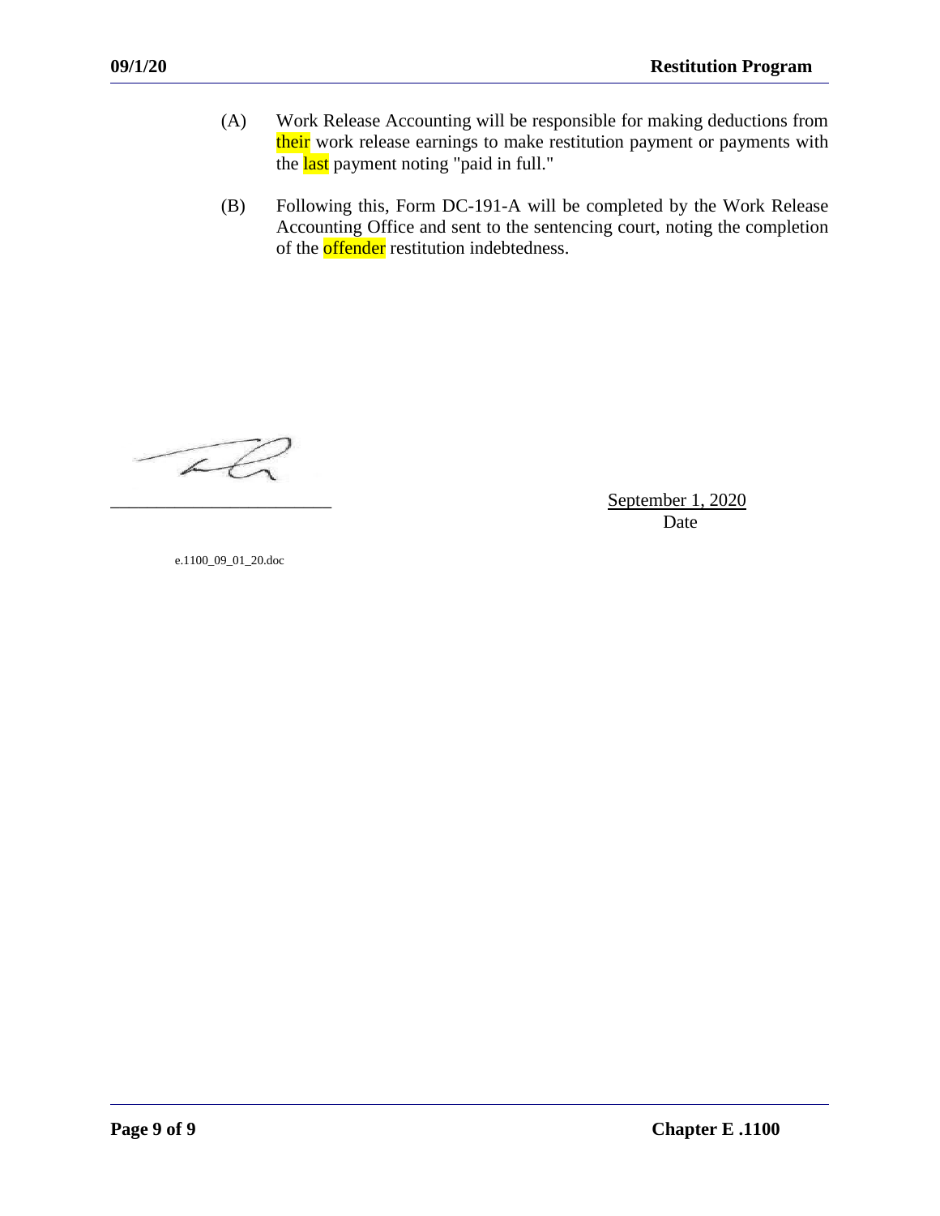(A) Work Release Accounting will be responsible for making deductions from their work release earnings to make restitution payment or payments with the last payment noting "paid in full."

(B) Following this, Form DC-191-A will be completed by the Work Release Accounting Office and sent to the sentencing court, noting the completion of the offender restitution indebtedness.

\_\_\_\_\_\_\_\_\_\_\_\_\_\_\_\_\_\_\_\_\_\_\_\_

September 1, 2020
Date

e.1100_09_01_20.doc